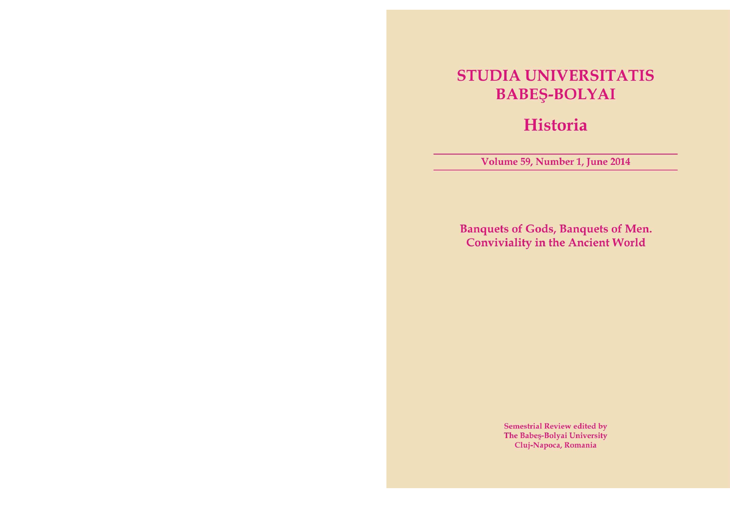# STUDIA UNIVERSITATIS BABEŞ-BOLYAI

# Historia

**Volume 59, Number 1, June 2014**

## Banquets of Gods, Banquets of Men. Conviviality in the Ancient World

**Semestrial Review edited by**
**The Babeş-Bolyai University**
**Cluj-Napoca, Romania**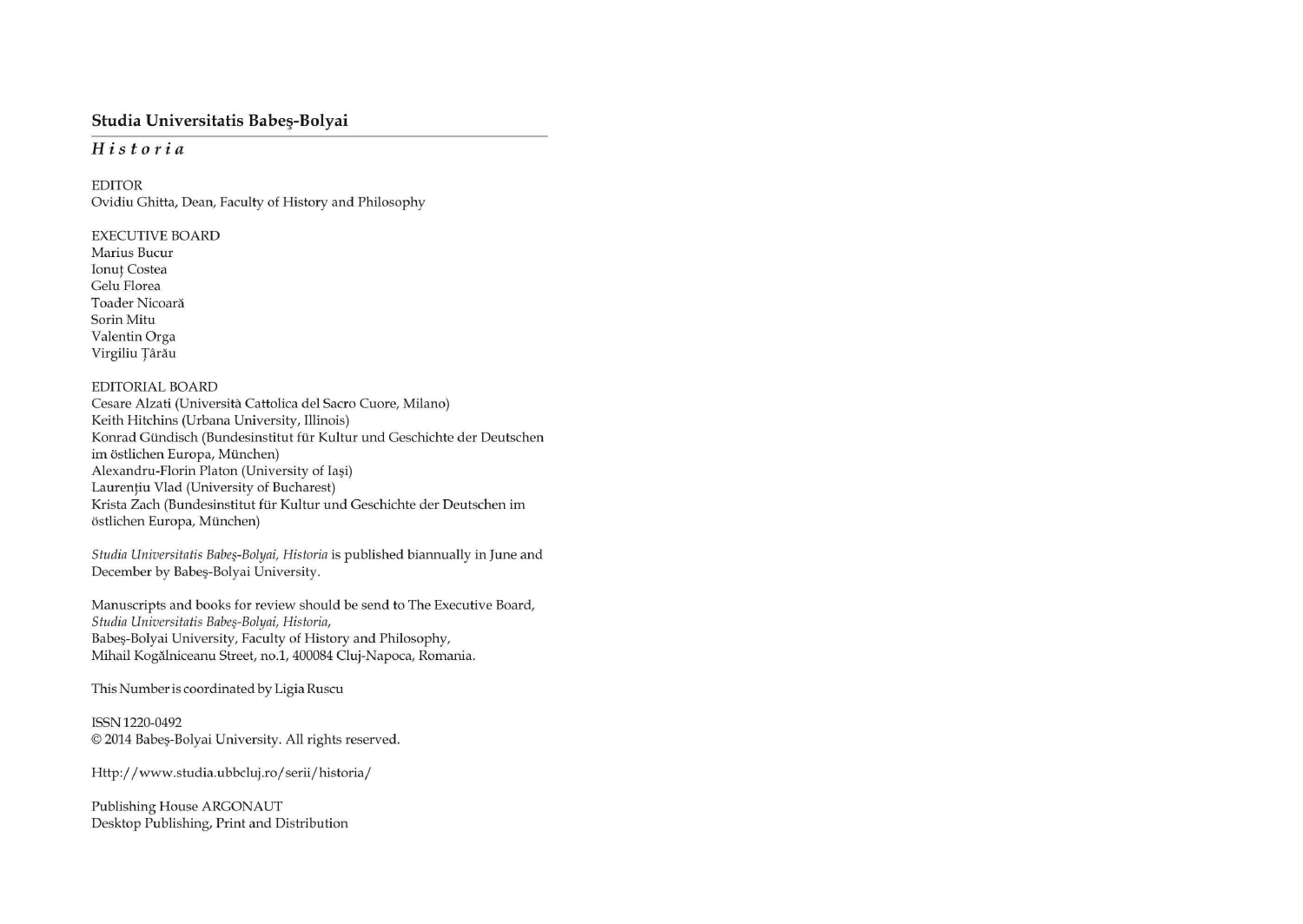**Studia Universitatis Babeş-Bolyai**

*Historia*

EDITOR
Ovidiu Ghitta, Dean, Faculty of History and Philosophy

EXECUTIVE BOARD
Marius Bucur
Ionuț Costea
Gelu Florea
Toader Nicoară
Sorin Mitu
Valentin Orga
Virgiliu Țârău

EDITORIAL BOARD
Cesare Alzati (Università Cattolica del Sacro Cuore, Milano)
Keith Hitchins (Urbana University, Illinois)
Konrad Gündisch (Bundesinstitut für Kultur und Geschichte der Deutschen im östlichen Europa, München)
Alexandru-Florin Platon (University of Iași)
Laurențiu Vlad (University of Bucharest)
Krista Zach (Bundesinstitut für Kultur und Geschichte der Deutschen im östlichen Europa, München)

*Studia Universitatis Babeş-Bolyai, Historia* is published biannually in June and December by Babeş-Bolyai University.

Manuscripts and books for review should be send to The Executive Board, *Studia Universitatis Babeş-Bolyai, Historia*,
Babeş-Bolyai University, Faculty of History and Philosophy,
Mihail Kogălniceanu Street, no.1, 400084 Cluj-Napoca, Romania.

This Number is coordinated by Ligia Ruscu

ISSN 1220-0492
© 2014 Babeş-Bolyai University. All rights reserved.

Http://www.studia.ubbcluj.ro/serii/historia/

Publishing House ARGONAUT
Desktop Publishing, Print and Distribution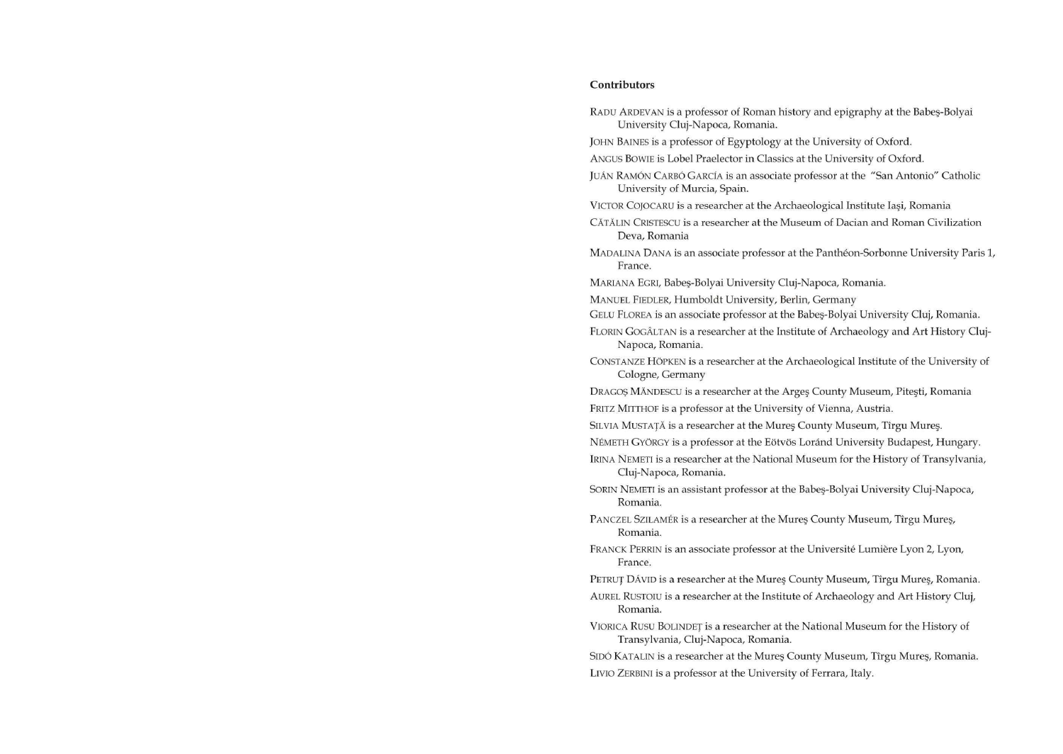## Contributors

RADU ARDEVAN is a professor of Roman history and epigraphy at the Babeş-Bolyai University Cluj-Napoca, Romania.

JOHN BAINES is a professor of Egyptology at the University of Oxford.

ANGUS BOWIE is Lobel Praelector in Classics at the University of Oxford.

JUÁN RAMÓN CARBÓ GARCÍA is an associate professor at the "San Antonio" Catholic University of Murcia, Spain.

VICTOR COJOCARU is a researcher at the Archaeological Institute Iaşi, Romania

CĂTĂLIN CRISTESCU is a researcher at the Museum of Dacian and Roman Civilization Deva, Romania

MADALINA DANA is an associate professor at the Panthéon-Sorbonne University Paris 1, France.

MARIANA EGRI, Babeş-Bolyai University Cluj-Napoca, Romania.

MANUEL FIEDLER, Humboldt University, Berlin, Germany

GELU FLOREA is an associate professor at the Babeş-Bolyai University Cluj, Romania.

FLORIN GOGÂLTAN is a researcher at the Institute of Archaeology and Art History Cluj-Napoca, Romania.

CONSTANZE HÖPKEN is a researcher at the Archaeological Institute of the University of Cologne, Germany

DRAGOŞ MĂNDESCU is a researcher at the Argeş County Museum, Piteşti, Romania

FRITZ MITTHOF is a professor at the University of Vienna, Austria.

SILVIA MUSTAŢĂ is a researcher at the Mureş County Museum, Tîrgu Mureş.

NÉMETH GYÖRGY is a professor at the Eötvös Loránd University Budapest, Hungary.

IRINA NEMETI is a researcher at the National Museum for the History of Transylvania, Cluj-Napoca, Romania.

SORIN NEMETI is an assistant professor at the Babeş-Bolyai University Cluj-Napoca, Romania.

PANCZEL SZILAMÉR is a researcher at the Mureş County Museum, Tîrgu Mureş, Romania.

FRANCK PERRIN is an associate professor at the Université Lumière Lyon 2, Lyon, France.

PETRUŢ DÁVID is a researcher at the Mureş County Museum, Tîrgu Mureş, Romania.

AUREL RUSTOIU is a researcher at the Institute of Archaeology and Art History Cluj, Romania.

VIORICA RUSU BOLINDEŢ is a researcher at the National Museum for the History of Transylvania, Cluj-Napoca, Romania.

SIDÓ KATALIN is a researcher at the Mureş County Museum, Tîrgu Mureş, Romania.

LIVIO ZERBINI is a professor at the University of Ferrara, Italy.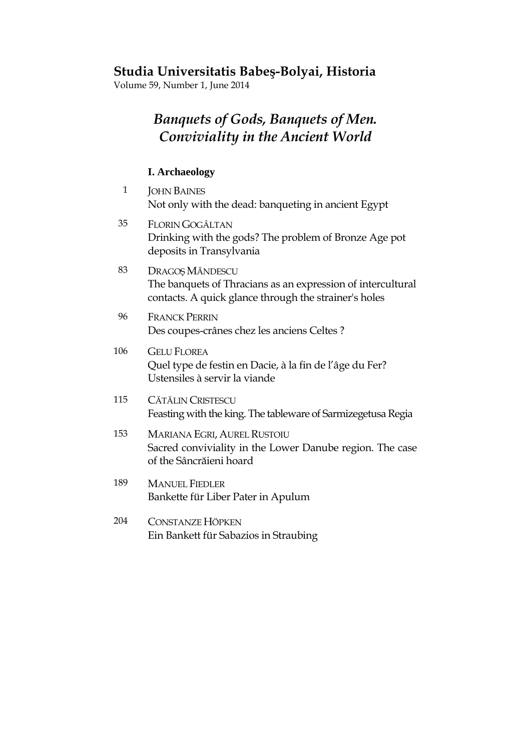# Studia Universitatis Babeş-Bolyai, Historia

Volume 59, Number 1, June 2014

## *Banquets of Gods, Banquets of Men. Conviviality in the Ancient World*

### I. Archaeology

1 JOHN BAINES
Not only with the dead: banqueting in ancient Egypt

35 FLORIN GOGÂLTAN
Drinking with the gods? The problem of Bronze Age pot deposits in Transylvania

83 DRAGOŞ MĂNDESCU
The banquets of Thracians as an expression of intercultural contacts. A quick glance through the strainer's holes

96 FRANCK PERRIN
Des coupes-crânes chez les anciens Celtes ?

106 GELU FLOREA
Quel type de festin en Dacie, à la fin de l'âge du Fer? Ustensiles à servir la viande

115 CĂTĂLIN CRISTESCU
Feasting with the king. The tableware of Sarmizegetusa Regia

153 MARIANA EGRI, AUREL RUSTOIU
Sacred conviviality in the Lower Danube region. The case of the Sâncrăieni hoard

189 MANUEL FIEDLER
Bankette für Liber Pater in Apulum

204 CONSTANZE HÖPKEN
Ein Bankett für Sabazios in Straubing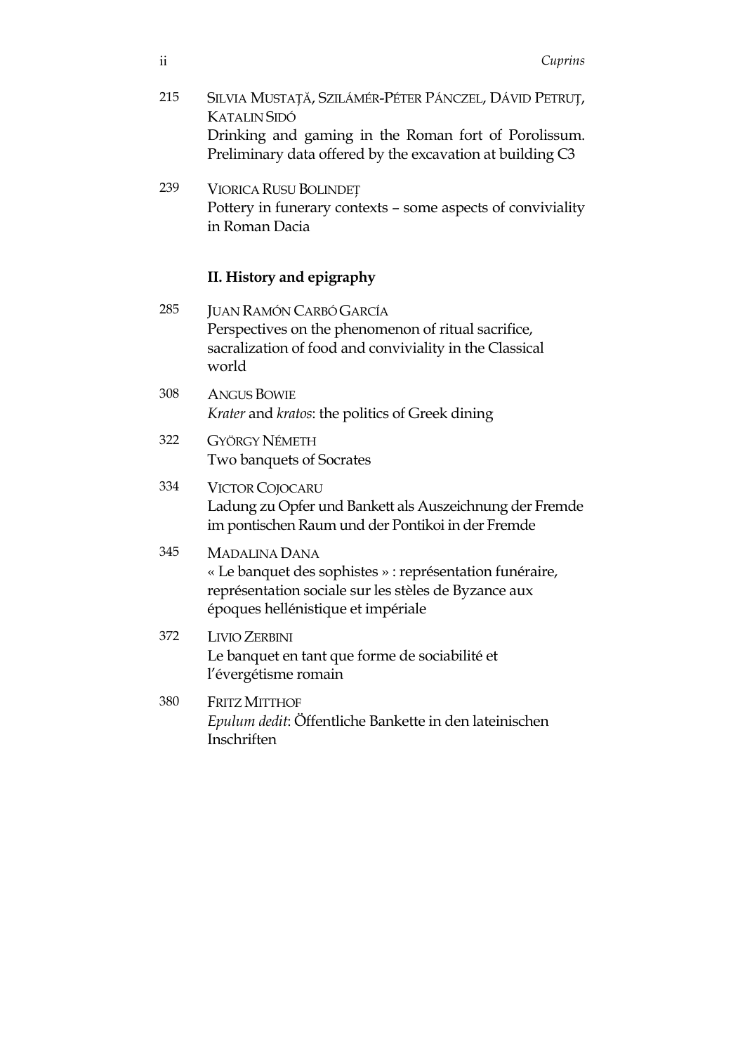215 SILVIA MUSTAȚĂ, SZILÁMÉR-PÉTER PÁNCZEL, DÁVID PETRUȚ, KATALIN SIDÓ
Drinking and gaming in the Roman fort of Porolissum. Preliminary data offered by the excavation at building C3

239 VIORICA RUSU BOLINDEȚ
Pottery in funerary contexts – some aspects of conviviality in Roman Dacia

## II. History and epigraphy

285 JUAN RAMÓN CARBÓ GARCÍA
Perspectives on the phenomenon of ritual sacrifice, sacralization of food and conviviality in the Classical world

308 ANGUS BOWIE
*Krater* and *kratos*: the politics of Greek dining

322 GYÖRGY NÉMETH
Two banquets of Socrates

334 VICTOR COJOCARU
Ladung zu Opfer und Bankett als Auszeichnung der Fremde im pontischen Raum und der Pontikoi in der Fremde

345 MADALINA DANA
« Le banquet des sophistes » : représentation funéraire, représentation sociale sur les stèles de Byzance aux époques hellénistique et impériale

372 LIVIO ZERBINI
Le banquet en tant que forme de sociabilité et l'évergétisme romain

380 FRITZ MITTHOF
*Epulum dedit*: Öffentliche Bankette in den lateinischen Inschriften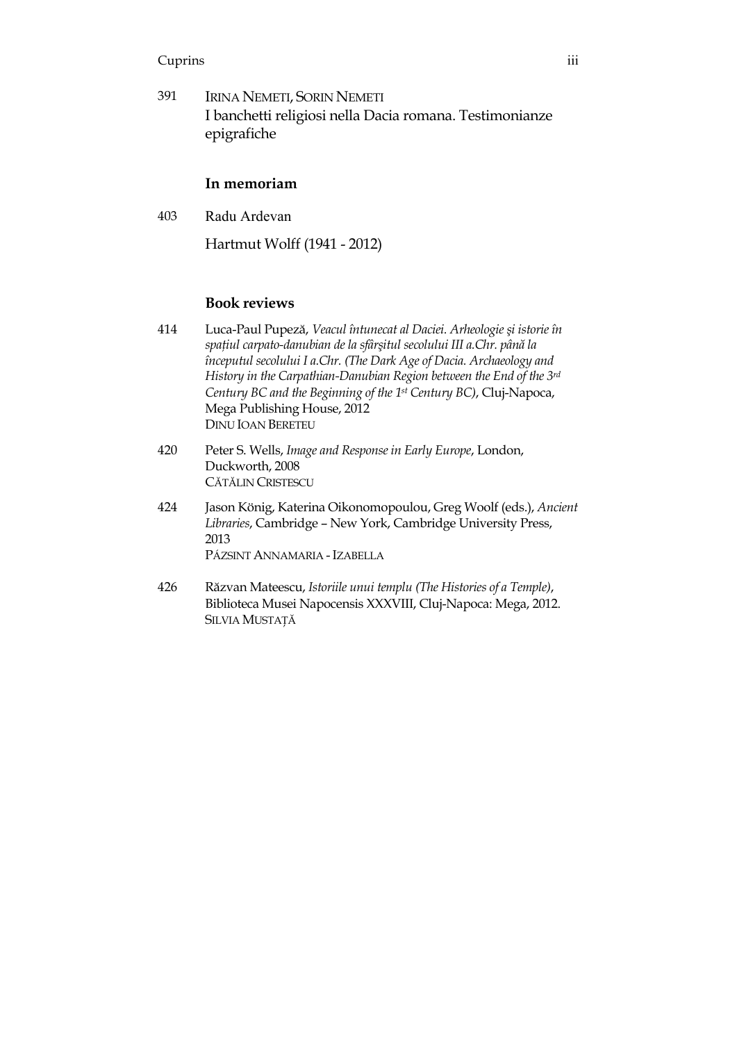391 IRINA NEMETI, SORIN NEMETI
I banchetti religiosi nella Dacia romana. Testimonianze epigrafiche

### In memoriam

403 Radu Ardevan

Hartmut Wolff (1941 - 2012)

### Book reviews

414 Luca-Paul Pupeză, *Veacul întunecat al Daciei. Arheologie şi istorie în spaţiul carpato-danubian de la sfârşitul secolului III a.Chr. până la începutul secolului I a.Chr. (The Dark Age of Dacia. Archaeology and History in the Carpathian-Danubian Region between the End of the 3rd Century BC and the Beginning of the 1st Century BC)*, Cluj-Napoca, Mega Publishing House, 2012
DINU IOAN BERETEU

420 Peter S. Wells, *Image and Response in Early Europe*, London, Duckworth, 2008
CĂTĂLIN CRISTESCU

424 Jason König, Katerina Oikonomopoulou, Greg Woolf (eds.), *Ancient Libraries*, Cambridge – New York, Cambridge University Press, 2013
PÁZSINT ANNAMARIA - IZABELLA

426 Răzvan Mateescu, *Istoriile unui templu (The Histories of a Temple)*, Biblioteca Musei Napocensis XXXVIII, Cluj-Napoca: Mega, 2012.
SILVIA MUSTAȚĂ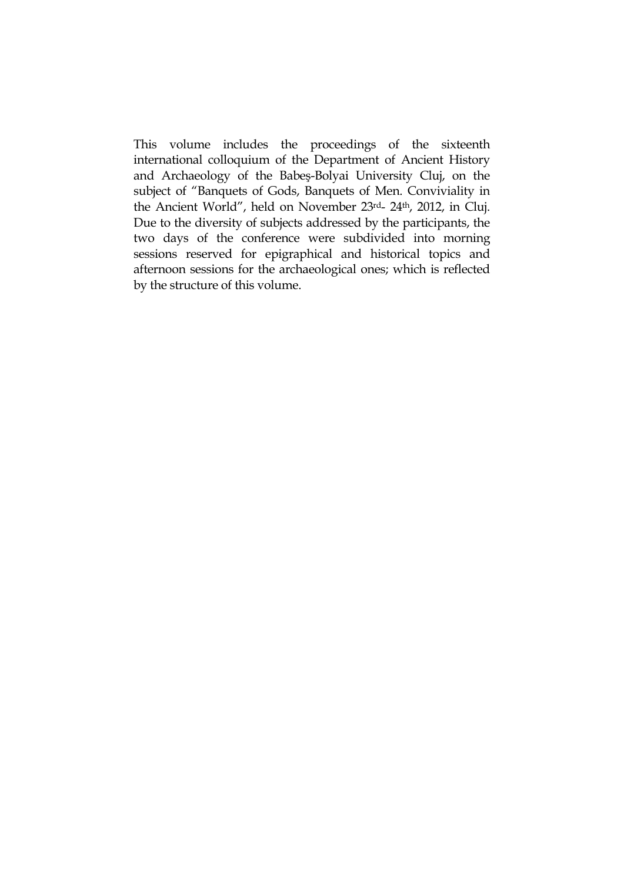This volume includes the proceedings of the sixteenth international colloquium of the Department of Ancient History and Archaeology of the Babeş-Bolyai University Cluj, on the subject of "Banquets of Gods, Banquets of Men. Conviviality in the Ancient World", held on November 23rd- 24th, 2012, in Cluj. Due to the diversity of subjects addressed by the participants, the two days of the conference were subdivided into morning sessions reserved for epigraphical and historical topics and afternoon sessions for the archaeological ones; which is reflected by the structure of this volume.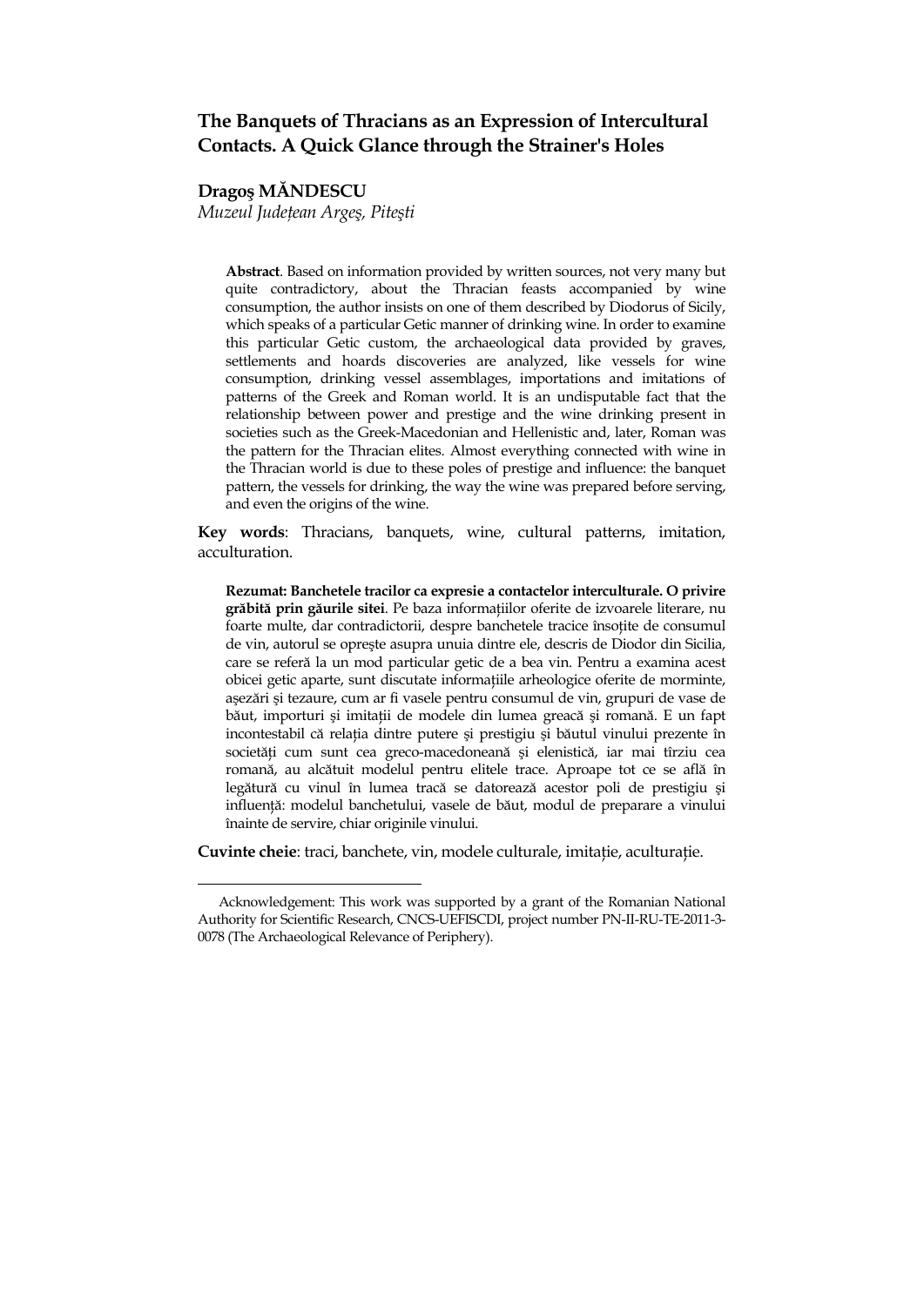# The Banquets of Thracians as an Expression of Intercultural Contacts. A Quick Glance through the Strainer's Holes

**Dragoş MĂNDESCU**

*Muzeul Județean Argeş, Piteşti*

**Abstract**. Based on information provided by written sources, not very many but quite contradictory, about the Thracian feasts accompanied by wine consumption, the author insists on one of them described by Diodorus of Sicily, which speaks of a particular Getic manner of drinking wine. In order to examine this particular Getic custom, the archaeological data provided by graves, settlements and hoards discoveries are analyzed, like vessels for wine consumption, drinking vessel assemblages, importations and imitations of patterns of the Greek and Roman world. It is an undisputable fact that the relationship between power and prestige and the wine drinking present in societies such as the Greek-Macedonian and Hellenistic and, later, Roman was the pattern for the Thracian elites. Almost everything connected with wine in the Thracian world is due to these poles of prestige and influence: the banquet pattern, the vessels for drinking, the way the wine was prepared before serving, and even the origins of the wine.

**Key words**: Thracians, banquets, wine, cultural patterns, imitation, acculturation.

**Rezumat: Banchetele tracilor ca expresie a contactelor interculturale. O privire grăbită prin găurile sitei**. Pe baza informațiilor oferite de izvoarele literare, nu foarte multe, dar contradictorii, despre banchetele tracice însoțite de consumul de vin, autorul se opreşte asupra unuia dintre ele, descris de Diodor din Sicilia, care se referă la un mod particular getic de a bea vin. Pentru a examina acest obicei getic aparte, sunt discutate informațiile arheologice oferite de morminte, aşezări şi tezaure, cum ar fi vasele pentru consumul de vin, grupuri de vase de băut, importuri şi imitații de modele din lumea greacă şi romană. E un fapt incontestabil că relația dintre putere şi prestigiu şi băutul vinului prezente în societăți cum sunt cea greco-macedoneană şi elenistică, iar mai tîrziu cea romană, au alcătuit modelul pentru elitele trace. Aproape tot ce se află în legătură cu vinul în lumea tracă se datorează acestor poli de prestigiu şi influență: modelul banchetului, vasele de băut, modul de preparare a vinului înainte de servire, chiar originile vinului.

**Cuvinte cheie**: traci, banchete, vin, modele culturale, imitație, aculturație.

---

Acknowledgement: This work was supported by a grant of the Romanian National Authority for Scientific Research, CNCS-UEFISCDI, project number PN-II-RU-TE-2011-3-0078 (The Archaeological Relevance of Periphery).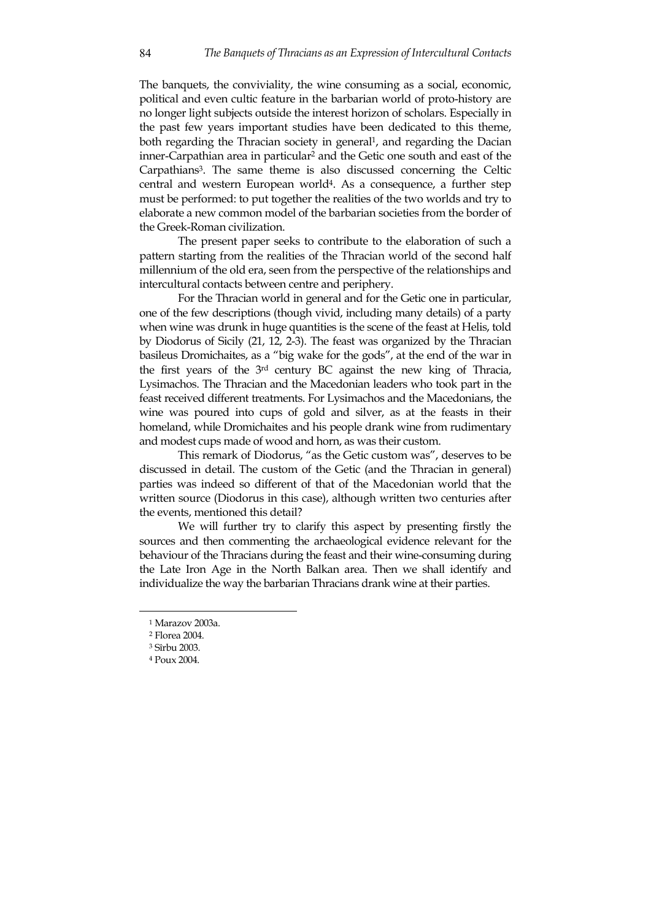The banquets, the conviviality, the wine consuming as a social, economic, political and even cultic feature in the barbarian world of proto-history are no longer light subjects outside the interest horizon of scholars. Especially in the past few years important studies have been dedicated to this theme, both regarding the Thracian society in general[1], and regarding the Dacian inner-Carpathian area in particular[2] and the Getic one south and east of the Carpathians[3]. The same theme is also discussed concerning the Celtic central and western European world[4]. As a consequence, a further step must be performed: to put together the realities of the two worlds and try to elaborate a new common model of the barbarian societies from the border of the Greek-Roman civilization.

The present paper seeks to contribute to the elaboration of such a pattern starting from the realities of the Thracian world of the second half millennium of the old era, seen from the perspective of the relationships and intercultural contacts between centre and periphery.

For the Thracian world in general and for the Getic one in particular, one of the few descriptions (though vivid, including many details) of a party when wine was drunk in huge quantities is the scene of the feast at Helis, told by Diodorus of Sicily (21, 12, 2-3). The feast was organized by the Thracian basileus Dromichaites, as a "big wake for the gods", at the end of the war in the first years of the 3rd century BC against the new king of Thracia, Lysimachos. The Thracian and the Macedonian leaders who took part in the feast received different treatments. For Lysimachos and the Macedonians, the wine was poured into cups of gold and silver, as at the feasts in their homeland, while Dromichaites and his people drank wine from rudimentary and modest cups made of wood and horn, as was their custom.

This remark of Diodorus, "as the Getic custom was", deserves to be discussed in detail. The custom of the Getic (and the Thracian in general) parties was indeed so different of that of the Macedonian world that the written source (Diodorus in this case), although written two centuries after the events, mentioned this detail?

We will further try to clarify this aspect by presenting firstly the sources and then commenting the archaeological evidence relevant for the behaviour of the Thracians during the feast and their wine-consuming during the Late Iron Age in the North Balkan area. Then we shall identify and individualize the way the barbarian Thracians drank wine at their parties.

---

[1] Marazov 2003a.

[2] Florea 2004.

[3] Sîrbu 2003.

[4] Poux 2004.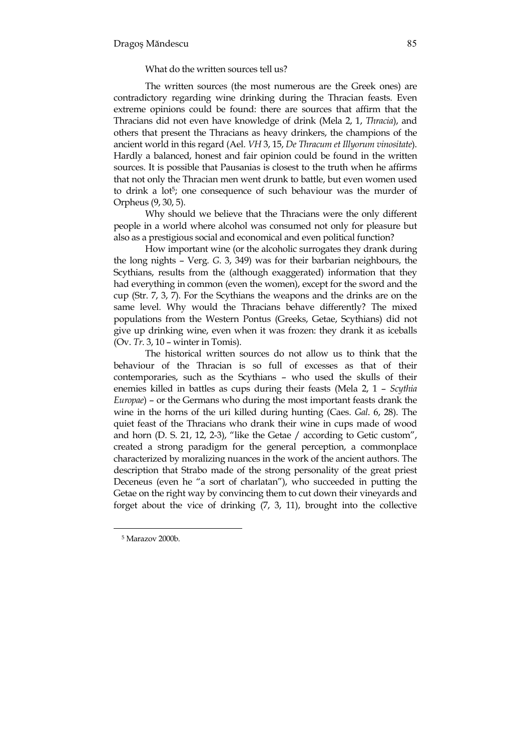What do the written sources tell us?

The written sources (the most numerous are the Greek ones) are contradictory regarding wine drinking during the Thracian feasts. Even extreme opinions could be found: there are sources that affirm that the Thracians did not even have knowledge of drink (Mela 2, 1, *Thracia*), and others that present the Thracians as heavy drinkers, the champions of the ancient world in this regard (Ael. *VH* 3, 15, *De Thracum et Illyorum vinositate*). Hardly a balanced, honest and fair opinion could be found in the written sources. It is possible that Pausanias is closest to the truth when he affirms that not only the Thracian men went drunk to battle, but even women used to drink a lot[5]; one consequence of such behaviour was the murder of Orpheus (9, 30, 5).

Why should we believe that the Thracians were the only different people in a world where alcohol was consumed not only for pleasure but also as a prestigious social and economical and even political function?

How important wine (or the alcoholic surrogates they drank during the long nights – Verg. *G.* 3, 349) was for their barbarian neighbours, the Scythians, results from the (although exaggerated) information that they had everything in common (even the women), except for the sword and the cup (Str. 7, 3, 7). For the Scythians the weapons and the drinks are on the same level. Why would the Thracians behave differently? The mixed populations from the Western Pontus (Greeks, Getae, Scythians) did not give up drinking wine, even when it was frozen: they drank it as iceballs (Ov. *Tr.* 3, 10 – winter in Tomis).

The historical written sources do not allow us to think that the behaviour of the Thracian is so full of excesses as that of their contemporaries, such as the Scythians – who used the skulls of their enemies killed in battles as cups during their feasts (Mela 2, 1 – *Scythia Europae*) – or the Germans who during the most important feasts drank the wine in the horns of the uri killed during hunting (Caes. *Gal.* 6, 28). The quiet feast of the Thracians who drank their wine in cups made of wood and horn (D. S. 21, 12, 2-3), "like the Getae / according to Getic custom", created a strong paradigm for the general perception, a commonplace characterized by moralizing nuances in the work of the ancient authors. The description that Strabo made of the strong personality of the great priest Deceneus (even he "a sort of charlatan"), who succeeded in putting the Getae on the right way by convincing them to cut down their vineyards and forget about the vice of drinking (7, 3, 11), brought into the collective

[5] Marazov 2000b.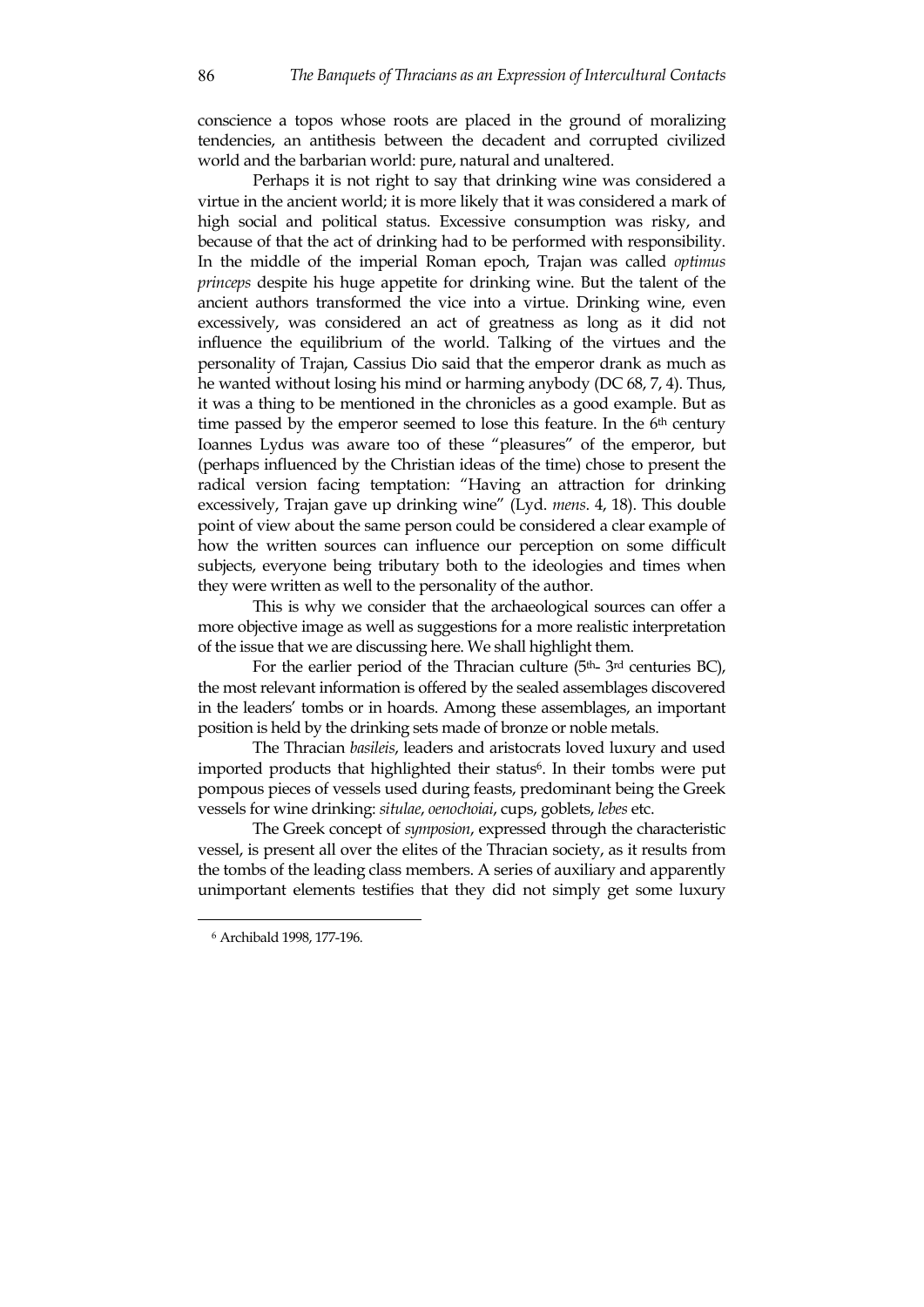conscience a topos whose roots are placed in the ground of moralizing tendencies, an antithesis between the decadent and corrupted civilized world and the barbarian world: pure, natural and unaltered.

Perhaps it is not right to say that drinking wine was considered a virtue in the ancient world; it is more likely that it was considered a mark of high social and political status. Excessive consumption was risky, and because of that the act of drinking had to be performed with responsibility. In the middle of the imperial Roman epoch, Trajan was called *optimus princeps* despite his huge appetite for drinking wine. But the talent of the ancient authors transformed the vice into a virtue. Drinking wine, even excessively, was considered an act of greatness as long as it did not influence the equilibrium of the world. Talking of the virtues and the personality of Trajan, Cassius Dio said that the emperor drank as much as he wanted without losing his mind or harming anybody (DC 68, 7, 4). Thus, it was a thing to be mentioned in the chronicles as a good example. But as time passed by the emperor seemed to lose this feature. In the 6th century Ioannes Lydus was aware too of these "pleasures" of the emperor, but (perhaps influenced by the Christian ideas of the time) chose to present the radical version facing temptation: "Having an attraction for drinking excessively, Trajan gave up drinking wine" (Lyd. *mens*. 4, 18). This double point of view about the same person could be considered a clear example of how the written sources can influence our perception on some difficult subjects, everyone being tributary both to the ideologies and times when they were written as well to the personality of the author.

This is why we consider that the archaeological sources can offer a more objective image as well as suggestions for a more realistic interpretation of the issue that we are discussing here. We shall highlight them.

For the earlier period of the Thracian culture (5th- 3rd centuries BC), the most relevant information is offered by the sealed assemblages discovered in the leaders' tombs or in hoards. Among these assemblages, an important position is held by the drinking sets made of bronze or noble metals.

The Thracian *basileis*, leaders and aristocrats loved luxury and used imported products that highlighted their status[6]. In their tombs were put pompous pieces of vessels used during feasts, predominant being the Greek vessels for wine drinking: *situlae*, *oenochoiai*, cups, goblets, *lebes* etc.

The Greek concept of *symposion*, expressed through the characteristic vessel, is present all over the elites of the Thracian society, as it results from the tombs of the leading class members. A series of auxiliary and apparently unimportant elements testifies that they did not simply get some luxury

[6] Archibald 1998, 177-196.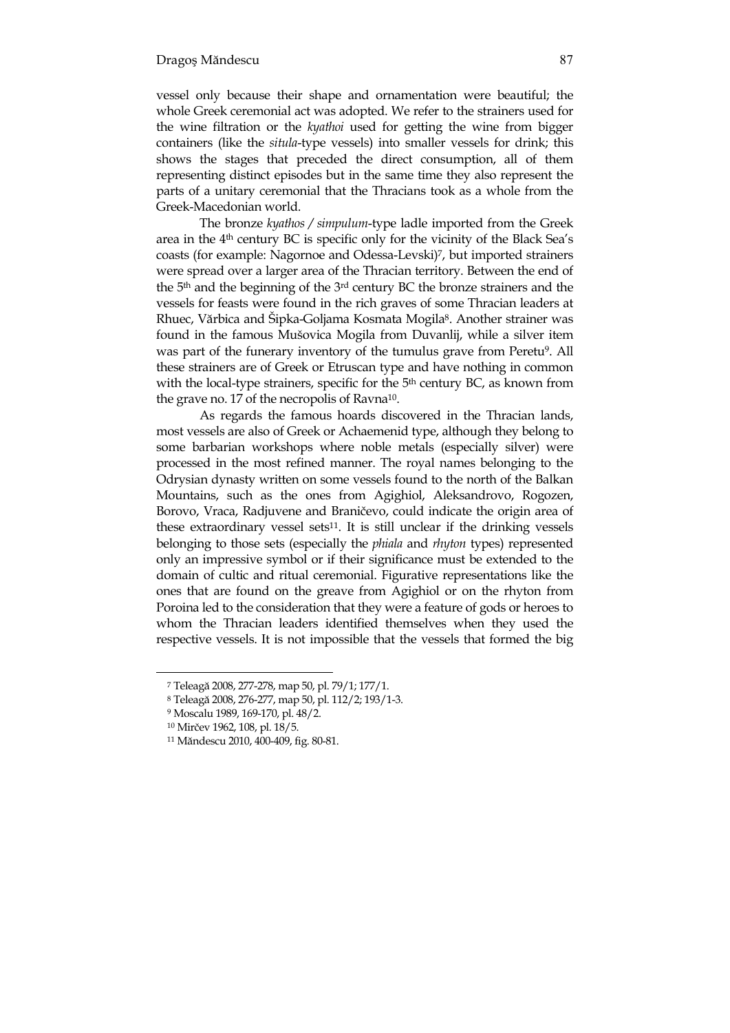vessel only because their shape and ornamentation were beautiful; the whole Greek ceremonial act was adopted. We refer to the strainers used for the wine filtration or the *kyathoi* used for getting the wine from bigger containers (like the *situla*-type vessels) into smaller vessels for drink; this shows the stages that preceded the direct consumption, all of them representing distinct episodes but in the same time they also represent the parts of a unitary ceremonial that the Thracians took as a whole from the Greek-Macedonian world.

The bronze *kyathos / simpulum*-type ladle imported from the Greek area in the 4th century BC is specific only for the vicinity of the Black Sea's coasts (for example: Nagornoe and Odessa-Levski)[7], but imported strainers were spread over a larger area of the Thracian territory. Between the end of the 5th and the beginning of the 3rd century BC the bronze strainers and the vessels for feasts were found in the rich graves of some Thracian leaders at Rhuec, Vărbica and Šipka-Goljama Kosmata Mogila[8]. Another strainer was found in the famous Mušovica Mogila from Duvanlij, while a silver item was part of the funerary inventory of the tumulus grave from Peretu[9]. All these strainers are of Greek or Etruscan type and have nothing in common with the local-type strainers, specific for the 5th century BC, as known from the grave no. 17 of the necropolis of Ravna[10].

As regards the famous hoards discovered in the Thracian lands, most vessels are also of Greek or Achaemenid type, although they belong to some barbarian workshops where noble metals (especially silver) were processed in the most refined manner. The royal names belonging to the Odrysian dynasty written on some vessels found to the north of the Balkan Mountains, such as the ones from Agighiol, Aleksandrovo, Rogozen, Borovo, Vraca, Radjuvene and Braničevo, could indicate the origin area of these extraordinary vessel sets[11]. It is still unclear if the drinking vessels belonging to those sets (especially the *phiala* and *rhyton* types) represented only an impressive symbol or if their significance must be extended to the domain of cultic and ritual ceremonial. Figurative representations like the ones that are found on the greave from Agighiol or on the rhyton from Poroina led to the consideration that they were a feature of gods or heroes to whom the Thracian leaders identified themselves when they used the respective vessels. It is not impossible that the vessels that formed the big

---

[7] Teleagă 2008, 277-278, map 50, pl. 79/1; 177/1.

[8] Teleagă 2008, 276-277, map 50, pl. 112/2; 193/1-3.

[9] Moscalu 1989, 169-170, pl. 48/2.

[10] Mirčev 1962, 108, pl. 18/5.

[11] Măndescu 2010, 400-409, fig. 80-81.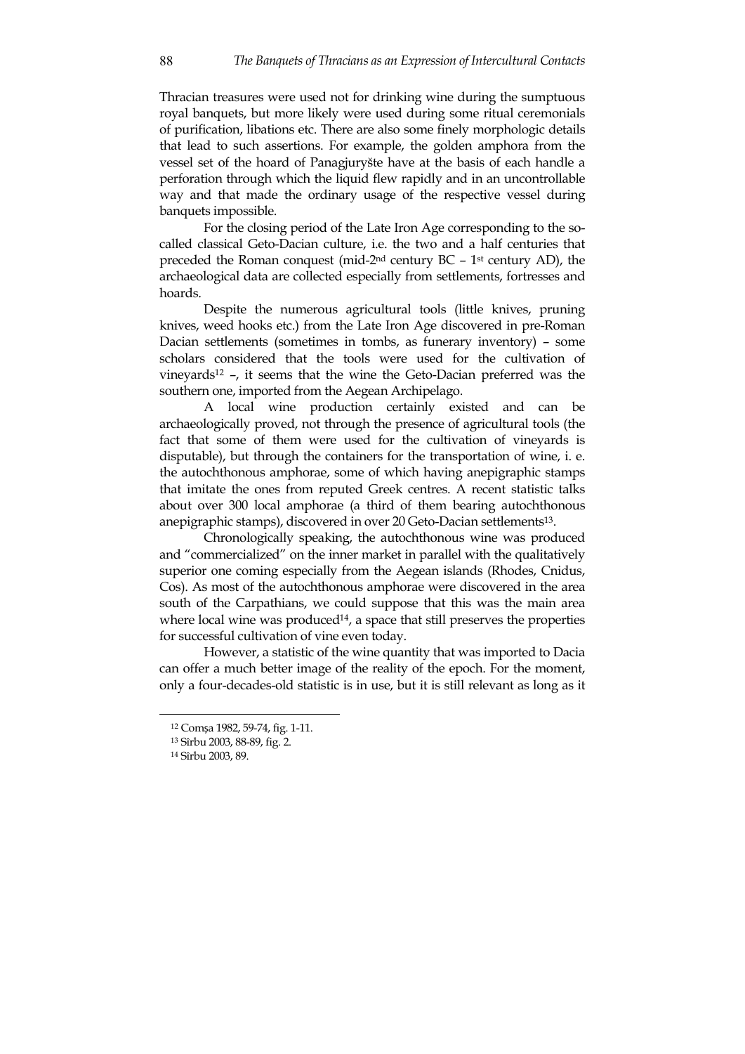Thracian treasures were used not for drinking wine during the sumptuous royal banquets, but more likely were used during some ritual ceremonials of purification, libations etc. There are also some finely morphologic details that lead to such assertions. For example, the golden amphora from the vessel set of the hoard of Panagjuryšte have at the basis of each handle a perforation through which the liquid flew rapidly and in an uncontrollable way and that made the ordinary usage of the respective vessel during banquets impossible.

For the closing period of the Late Iron Age corresponding to the so-called classical Geto-Dacian culture, i.e. the two and a half centuries that preceded the Roman conquest (mid-2nd century BC – 1st century AD), the archaeological data are collected especially from settlements, fortresses and hoards.

Despite the numerous agricultural tools (little knives, pruning knives, weed hooks etc.) from the Late Iron Age discovered in pre-Roman Dacian settlements (sometimes in tombs, as funerary inventory) – some scholars considered that the tools were used for the cultivation of vineyards[12] –, it seems that the wine the Geto-Dacian preferred was the southern one, imported from the Aegean Archipelago.

A local wine production certainly existed and can be archaeologically proved, not through the presence of agricultural tools (the fact that some of them were used for the cultivation of vineyards is disputable), but through the containers for the transportation of wine, i. e. the autochthonous amphorae, some of which having anepigraphic stamps that imitate the ones from reputed Greek centres. A recent statistic talks about over 300 local amphorae (a third of them bearing autochthonous anepigraphic stamps), discovered in over 20 Geto-Dacian settlements[13].

Chronologically speaking, the autochthonous wine was produced and "commercialized" on the inner market in parallel with the qualitatively superior one coming especially from the Aegean islands (Rhodes, Cnidus, Cos). As most of the autochthonous amphorae were discovered in the area south of the Carpathians, we could suppose that this was the main area where local wine was produced[14], a space that still preserves the properties for successful cultivation of vine even today.

However, a statistic of the wine quantity that was imported to Dacia can offer a much better image of the reality of the epoch. For the moment, only a four-decades-old statistic is in use, but it is still relevant as long as it

---

[12] Comşa 1982, 59-74, fig. 1-11.

[13] Sîrbu 2003, 88-89, fig. 2.

[14] Sîrbu 2003, 89.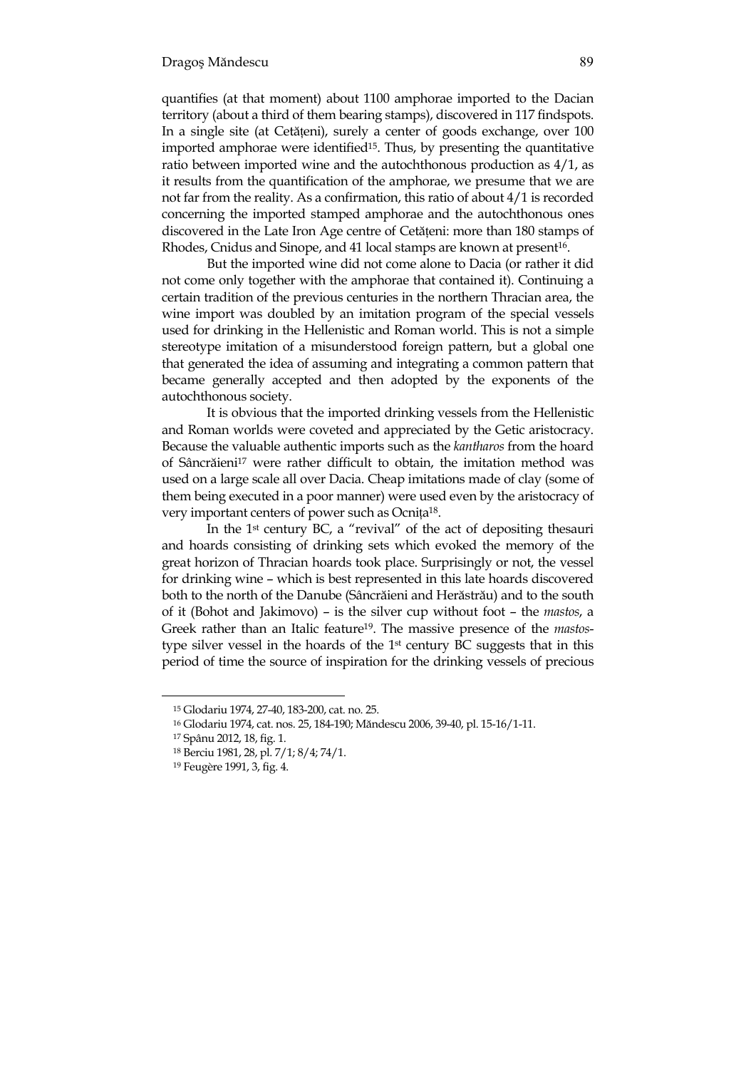quantifies (at that moment) about 1100 amphorae imported to the Dacian territory (about a third of them bearing stamps), discovered in 117 findspots. In a single site (at Cetățeni), surely a center of goods exchange, over 100 imported amphorae were identified[15]. Thus, by presenting the quantitative ratio between imported wine and the autochthonous production as 4/1, as it results from the quantification of the amphorae, we presume that we are not far from the reality. As a confirmation, this ratio of about 4/1 is recorded concerning the imported stamped amphorae and the autochthonous ones discovered in the Late Iron Age centre of Cetățeni: more than 180 stamps of Rhodes, Cnidus and Sinope, and 41 local stamps are known at present[16].

But the imported wine did not come alone to Dacia (or rather it did not come only together with the amphorae that contained it). Continuing a certain tradition of the previous centuries in the northern Thracian area, the wine import was doubled by an imitation program of the special vessels used for drinking in the Hellenistic and Roman world. This is not a simple stereotype imitation of a misunderstood foreign pattern, but a global one that generated the idea of assuming and integrating a common pattern that became generally accepted and then adopted by the exponents of the autochthonous society.

It is obvious that the imported drinking vessels from the Hellenistic and Roman worlds were coveted and appreciated by the Getic aristocracy. Because the valuable authentic imports such as the *kantharos* from the hoard of Sâncrăieni[17] were rather difficult to obtain, the imitation method was used on a large scale all over Dacia. Cheap imitations made of clay (some of them being executed in a poor manner) were used even by the aristocracy of very important centers of power such as Ocnița[18].

In the 1st century BC, a "revival" of the act of depositing thesauri and hoards consisting of drinking sets which evoked the memory of the great horizon of Thracian hoards took place. Surprisingly or not, the vessel for drinking wine – which is best represented in this late hoards discovered both to the north of the Danube (Sâncrăieni and Herăstrău) and to the south of it (Bohot and Jakimovo) – is the silver cup without foot – the *mastos*, a Greek rather than an Italic feature[19]. The massive presence of the *mastos*-type silver vessel in the hoards of the 1st century BC suggests that in this period of time the source of inspiration for the drinking vessels of precious

---

[15] Glodariu 1974, 27-40, 183-200, cat. no. 25.

[16] Glodariu 1974, cat. nos. 25, 184-190; Măndescu 2006, 39-40, pl. 15-16/1-11.

[17] Spânu 2012, 18, fig. 1.

[18] Berciu 1981, 28, pl. 7/1; 8/4; 74/1.

[19] Feugère 1991, 3, fig. 4.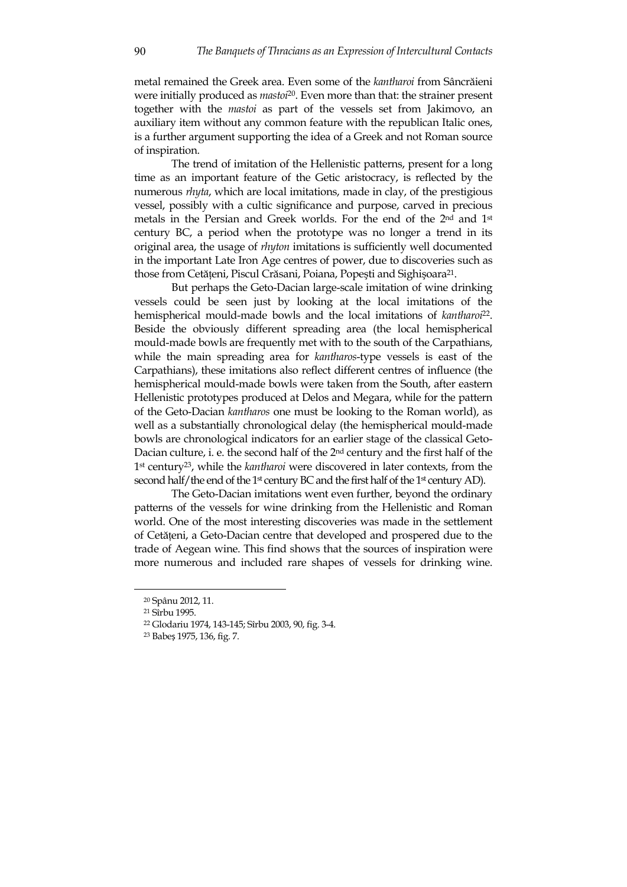metal remained the Greek area. Even some of the *kantharoi* from Sâncrăieni were initially produced as *mastoi*[20]. Even more than that: the strainer present together with the *mastoi* as part of the vessels set from Jakimovo, an auxiliary item without any common feature with the republican Italic ones, is a further argument supporting the idea of a Greek and not Roman source of inspiration.

The trend of imitation of the Hellenistic patterns, present for a long time as an important feature of the Getic aristocracy, is reflected by the numerous *rhyta*, which are local imitations, made in clay, of the prestigious vessel, possibly with a cultic significance and purpose, carved in precious metals in the Persian and Greek worlds. For the end of the 2nd and 1st century BC, a period when the prototype was no longer a trend in its original area, the usage of *rhyton* imitations is sufficiently well documented in the important Late Iron Age centres of power, due to discoveries such as those from Cetățeni, Piscul Crăsani, Poiana, Popești and Sighișoara[21].

But perhaps the Geto-Dacian large-scale imitation of wine drinking vessels could be seen just by looking at the local imitations of the hemispherical mould-made bowls and the local imitations of *kantharoi*[22]. Beside the obviously different spreading area (the local hemispherical mould-made bowls are frequently met with to the south of the Carpathians, while the main spreading area for *kantharos*-type vessels is east of the Carpathians), these imitations also reflect different centres of influence (the hemispherical mould-made bowls were taken from the South, after eastern Hellenistic prototypes produced at Delos and Megara, while for the pattern of the Geto-Dacian *kantharos* one must be looking to the Roman world), as well as a substantially chronological delay (the hemispherical mould-made bowls are chronological indicators for an earlier stage of the classical Geto-Dacian culture, i. e. the second half of the 2nd century and the first half of the 1st century[23], while the *kantharoi* were discovered in later contexts, from the second half/the end of the 1st century BC and the first half of the 1st century AD).

The Geto-Dacian imitations went even further, beyond the ordinary patterns of the vessels for wine drinking from the Hellenistic and Roman world. One of the most interesting discoveries was made in the settlement of Cetățeni, a Geto-Dacian centre that developed and prospered due to the trade of Aegean wine. This find shows that the sources of inspiration were more numerous and included rare shapes of vessels for drinking wine.

---

[20] Spânu 2012, 11.

[21] Sîrbu 1995.

[22] Glodariu 1974, 143-145; Sîrbu 2003, 90, fig. 3-4.

[23] Babeș 1975, 136, fig. 7.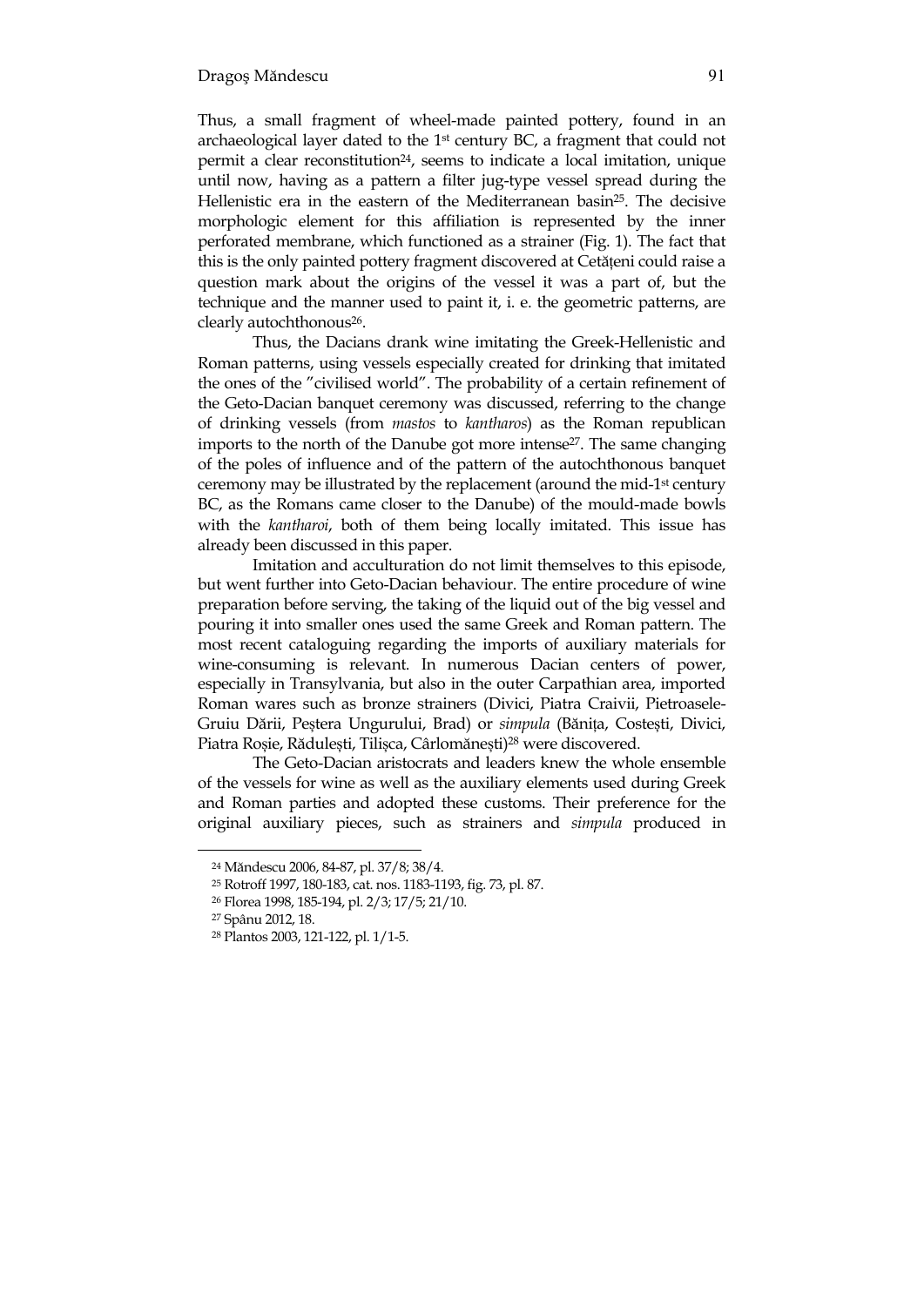Thus, a small fragment of wheel-made painted pottery, found in an archaeological layer dated to the 1st century BC, a fragment that could not permit a clear reconstitution[24], seems to indicate a local imitation, unique until now, having as a pattern a filter jug-type vessel spread during the Hellenistic era in the eastern of the Mediterranean basin[25]. The decisive morphologic element for this affiliation is represented by the inner perforated membrane, which functioned as a strainer (Fig. 1). The fact that this is the only painted pottery fragment discovered at Cetățeni could raise a question mark about the origins of the vessel it was a part of, but the technique and the manner used to paint it, i. e. the geometric patterns, are clearly autochthonous[26].

Thus, the Dacians drank wine imitating the Greek-Hellenistic and Roman patterns, using vessels especially created for drinking that imitated the ones of the "civilised world". The probability of a certain refinement of the Geto-Dacian banquet ceremony was discussed, referring to the change of drinking vessels (from *mastos* to *kantharos*) as the Roman republican imports to the north of the Danube got more intense[27]. The same changing of the poles of influence and of the pattern of the autochthonous banquet ceremony may be illustrated by the replacement (around the mid-1st century BC, as the Romans came closer to the Danube) of the mould-made bowls with the *kantharoi*, both of them being locally imitated. This issue has already been discussed in this paper.

Imitation and acculturation do not limit themselves to this episode, but went further into Geto-Dacian behaviour. The entire procedure of wine preparation before serving, the taking of the liquid out of the big vessel and pouring it into smaller ones used the same Greek and Roman pattern. The most recent cataloguing regarding the imports of auxiliary materials for wine-consuming is relevant. In numerous Dacian centers of power, especially in Transylvania, but also in the outer Carpathian area, imported Roman wares such as bronze strainers (Divici, Piatra Craivii, Pietroasele-Gruiu Dării, Peștera Ungurului, Brad) or *simpula* (Bănița, Costești, Divici, Piatra Roșie, Rădulești, Tilișca, Cârlomănești)[28] were discovered.

The Geto-Dacian aristocrats and leaders knew the whole ensemble of the vessels for wine as well as the auxiliary elements used during Greek and Roman parties and adopted these customs. Their preference for the original auxiliary pieces, such as strainers and *simpula* produced in

---

[24] Măndescu 2006, 84-87, pl. 37/8; 38/4.

[25] Rotroff 1997, 180-183, cat. nos. 1183-1193, fig. 73, pl. 87.

[26] Florea 1998, 185-194, pl. 2/3; 17/5; 21/10.

[27] Spânu 2012, 18.

[28] Plantos 2003, 121-122, pl. 1/1-5.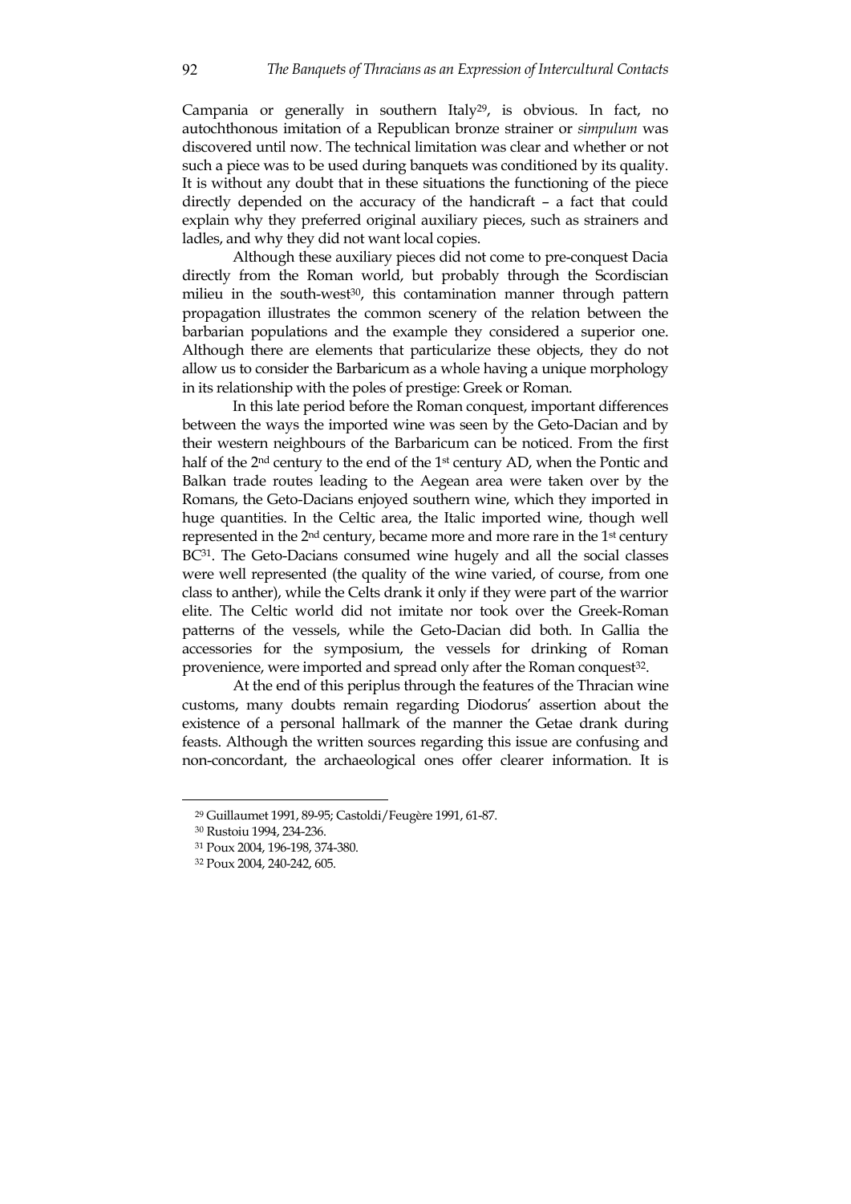Campania or generally in southern Italy[29], is obvious. In fact, no autochthonous imitation of a Republican bronze strainer or *simpulum* was discovered until now. The technical limitation was clear and whether or not such a piece was to be used during banquets was conditioned by its quality. It is without any doubt that in these situations the functioning of the piece directly depended on the accuracy of the handicraft – a fact that could explain why they preferred original auxiliary pieces, such as strainers and ladles, and why they did not want local copies.

Although these auxiliary pieces did not come to pre-conquest Dacia directly from the Roman world, but probably through the Scordiscian milieu in the south-west[30], this contamination manner through pattern propagation illustrates the common scenery of the relation between the barbarian populations and the example they considered a superior one. Although there are elements that particularize these objects, they do not allow us to consider the Barbaricum as a whole having a unique morphology in its relationship with the poles of prestige: Greek or Roman.

In this late period before the Roman conquest, important differences between the ways the imported wine was seen by the Geto-Dacian and by their western neighbours of the Barbaricum can be noticed. From the first half of the 2nd century to the end of the 1st century AD, when the Pontic and Balkan trade routes leading to the Aegean area were taken over by the Romans, the Geto-Dacians enjoyed southern wine, which they imported in huge quantities. In the Celtic area, the Italic imported wine, though well represented in the 2nd century, became more and more rare in the 1st century BC[31]. The Geto-Dacians consumed wine hugely and all the social classes were well represented (the quality of the wine varied, of course, from one class to anther), while the Celts drank it only if they were part of the warrior elite. The Celtic world did not imitate nor took over the Greek-Roman patterns of the vessels, while the Geto-Dacian did both. In Gallia the accessories for the symposium, the vessels for drinking of Roman provenience, were imported and spread only after the Roman conquest[32].

At the end of this periplus through the features of the Thracian wine customs, many doubts remain regarding Diodorus' assertion about the existence of a personal hallmark of the manner the Getae drank during feasts. Although the written sources regarding this issue are confusing and non-concordant, the archaeological ones offer clearer information. It is

---

[29] Guillaumet 1991, 89-95; Castoldi/Feugère 1991, 61-87.

[30] Rustoiu 1994, 234-236.

[31] Poux 2004, 196-198, 374-380.

[32] Poux 2004, 240-242, 605.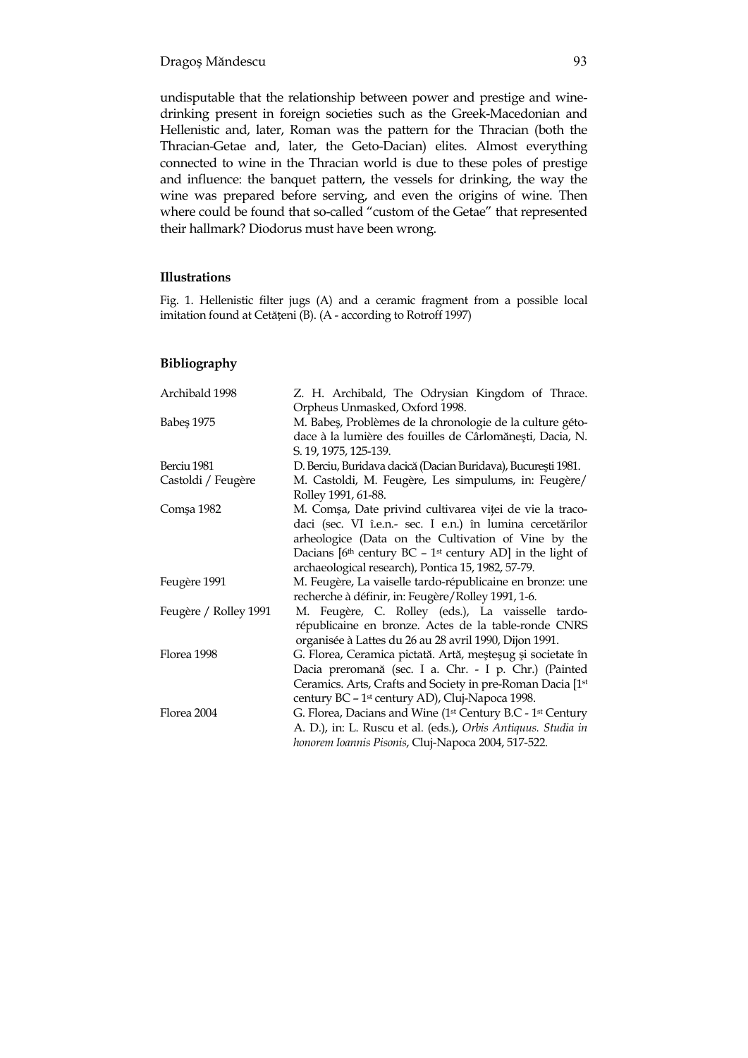undisputable that the relationship between power and prestige and wine-drinking present in foreign societies such as the Greek-Macedonian and Hellenistic and, later, Roman was the pattern for the Thracian (both the Thracian-Getae and, later, the Geto-Dacian) elites. Almost everything connected to wine in the Thracian world is due to these poles of prestige and influence: the banquet pattern, the vessels for drinking, the way the wine was prepared before serving, and even the origins of wine. Then where could be found that so-called "custom of the Getae" that represented their hallmark? Diodorus must have been wrong.

## Illustrations

Fig. 1. Hellenistic filter jugs (A) and a ceramic fragment from a possible local imitation found at Cetățeni (B). (A - according to Rotroff 1997)

## Bibliography

| | |
|---|---|
| Archibald 1998 | Z. H. Archibald, The Odrysian Kingdom of Thrace. Orpheus Unmasked, Oxford 1998. |
| Babeş 1975 | M. Babeş, Problèmes de la chronologie de la culture géto-dace à la lumière des fouilles de Cârlomăneşti, Dacia, N. S. 19, 1975, 125-139. |
| Berciu 1981 | D. Berciu, Buridava dacică (Dacian Buridava), Bucureşti 1981. |
| Castoldi / Feugère | M. Castoldi, M. Feugère, Les simpulums, in: Feugère/Rolley 1991, 61-88. |
| Comşa 1982 | M. Comşa, Date privind cultivarea viţei de vie la traco-daci (sec. VI î.e.n.- sec. I e.n.) în lumina cercetărilor arheologice (Data on the Cultivation of Vine by the Dacians [6th century BC – 1st century AD] in the light of archaeological research), Pontica 15, 1982, 57-79. |
| Feugère 1991 | M. Feugère, La vaiselle tardo-républicaine en bronze: une recherche à définir, in: Feugère/Rolley 1991, 1-6. |
| Feugère / Rolley 1991 | M. Feugère, C. Rolley (eds.), La vaisselle tardo-républicaine en bronze. Actes de la table-ronde CNRS organisée à Lattes du 26 au 28 avril 1990, Dijon 1991. |
| Florea 1998 | G. Florea, Ceramica pictată. Artă, meşteşug şi societate în Dacia preromană (sec. I a. Chr. - I p. Chr.) (Painted Ceramics. Arts, Crafts and Society in pre-Roman Dacia [1st century BC – 1st century AD), Cluj-Napoca 1998. |
| Florea 2004 | G. Florea, Dacians and Wine (1st Century B.C - 1st Century A. D.), in: L. Ruscu et al. (eds.), *Orbis Antiquus. Studia in honorem Ioannis Pisonis*, Cluj-Napoca 2004, 517-522. |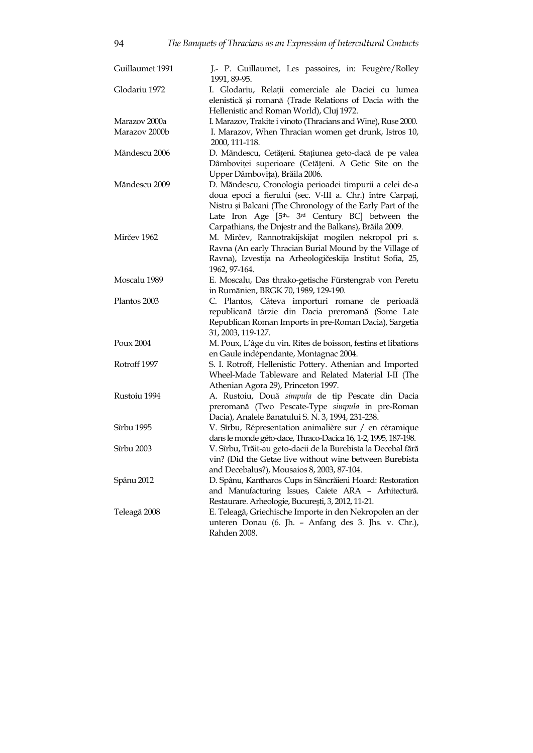| | |
|---|---|
| Guillaumet 1991 | J.- P. Guillaumet, Les passoires, in: Feugère/Rolley 1991, 89-95. |
| Glodariu 1972 | I. Glodariu, Relații comerciale ale Daciei cu lumea elenistică și romană (Trade Relations of Dacia with the Hellenistic and Roman World), Cluj 1972. |
| Marazov 2000a | I. Marazov, Trakite i vinoto (Thracians and Wine), Ruse 2000. |
| Marazov 2000b | I. Marazov, When Thracian women get drunk, Istros 10, 2000, 111-118. |
| Măndescu 2006 | D. Măndescu, Cetățeni. Stațiunea geto-dacă de pe valea Dâmboviței superioare (Cetățeni. A Getic Site on the Upper Dâmbovița), Brăila 2006. |
| Măndescu 2009 | D. Măndescu, Cronologia perioadei timpurii a celei de-a doua epoci a fierului (sec. V-III a. Chr.) între Carpați, Nistru și Balcani (The Chronology of the Early Part of the Late Iron Age [5th- 3rd Century BC] between the Carpathians, the Dnjestr and the Balkans), Brăila 2009. |
| Mirčev 1962 | M. Mirčev, Rannotrakijskijat mogilen nekropol pri s. Ravna (An early Thracian Burial Mound by the Village of Ravna), Izvestija na Arheologičeskija Institut Sofia, 25, 1962, 97-164. |
| Moscalu 1989 | E. Moscalu, Das thrako-getische Fürstengrab von Peretu in Rumänien, BRGK 70, 1989, 129-190. |
| Plantos 2003 | C. Plantos, Câteva importuri romane de perioadă republicană târzie din Dacia preromană (Some Late Republican Roman Imports in pre-Roman Dacia), Sargetia 31, 2003, 119-127. |
| Poux 2004 | M. Poux, L'âge du vin. Rites de boisson, festins et libations en Gaule indépendante, Montagnac 2004. |
| Rotroff 1997 | S. I. Rotroff, Hellenistic Pottery. Athenian and Imported Wheel-Made Tableware and Related Material I-II (The Athenian Agora 29), Princeton 1997. |
| Rustoiu 1994 | A. Rustoiu, Două *simpula* de tip Pescate din Dacia preromană (Two Pescate-Type *simpula* in pre-Roman Dacia), Analele Banatului S. N. 3, 1994, 231-238. |
| Sîrbu 1995 | V. Sîrbu, Répresentation animalière sur / en céramique dans le monde géto-dace, Thraco-Dacica 16, 1-2, 1995, 187-198. |
| Sîrbu 2003 | V. Sîrbu, Trăit-au geto-dacii de la Burebista la Decebal fără vin? (Did the Getae live without wine between Burebista and Decebalus?), Mousaios 8, 2003, 87-104. |
| Spânu 2012 | D. Spânu, Kantharos Cups in Sâncrăieni Hoard: Restoration and Manufacturing Issues, Caiete ARA – Arhitectură. Restaurare. Arheologie, București, 3, 2012, 11-21. |
| Teleagă 2008 | E. Teleagă, Griechische Importe in den Nekropolen an der unteren Donau (6. Jh. – Anfang des 3. Jhs. v. Chr.), Rahden 2008. |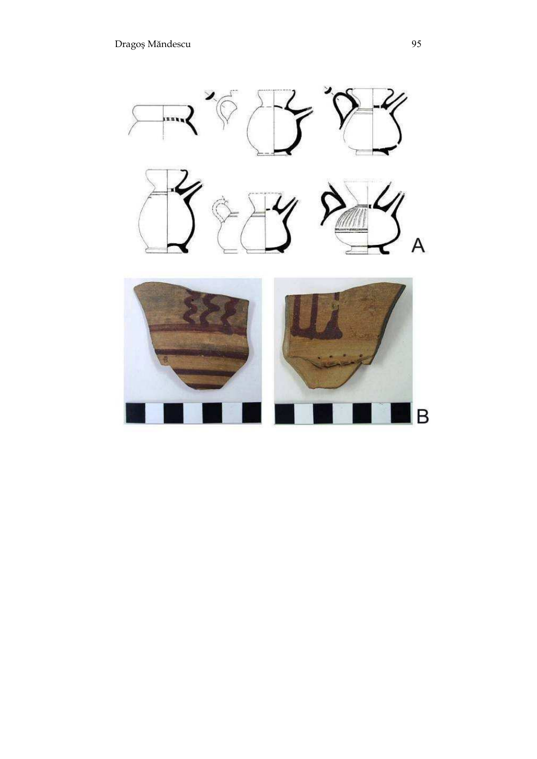A

B